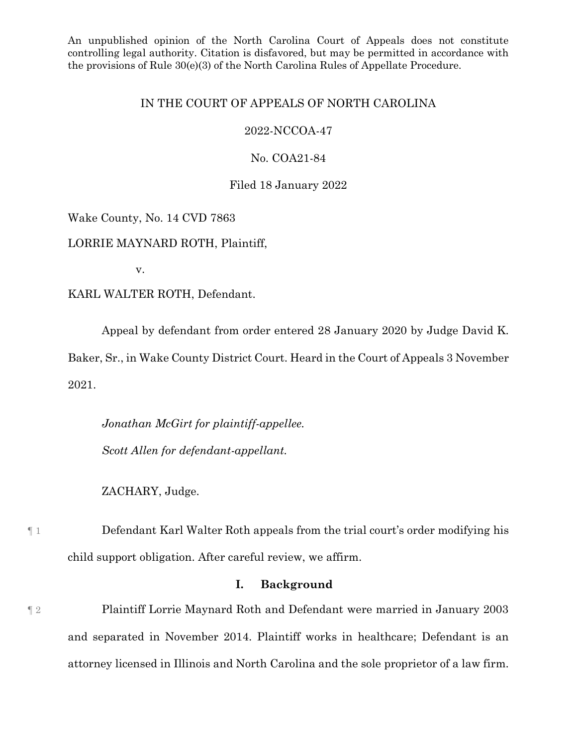An unpublished opinion of the North Carolina Court of Appeals does not constitute controlling legal authority. Citation is disfavored, but may be permitted in accordance with the provisions of Rule 30(e)(3) of the North Carolina Rules of Appellate Procedure.

IN THE COURT OF APPEALS OF NORTH CAROLINA

2022-NCCOA-47

No. COA21-84

Filed 18 January 2022

Wake County, No. 14 CVD 7863

LORRIE MAYNARD ROTH, Plaintiff,

v.

KARL WALTER ROTH, Defendant.

Appeal by defendant from order entered 28 January 2020 by Judge David K. Baker, Sr., in Wake County District Court. Heard in the Court of Appeals 3 November 2021.

*Jonathan McGirt for plaintiff-appellee.*

*Scott Allen for defendant-appellant.*

ZACHARY, Judge.

¶ 1 Defendant Karl Walter Roth appeals from the trial court's order modifying his child support obligation. After careful review, we affirm.

## I. Background

¶ 2 Plaintiff Lorrie Maynard Roth and Defendant were married in January 2003 and separated in November 2014. Plaintiff works in healthcare; Defendant is an attorney licensed in Illinois and North Carolina and the sole proprietor of a law firm.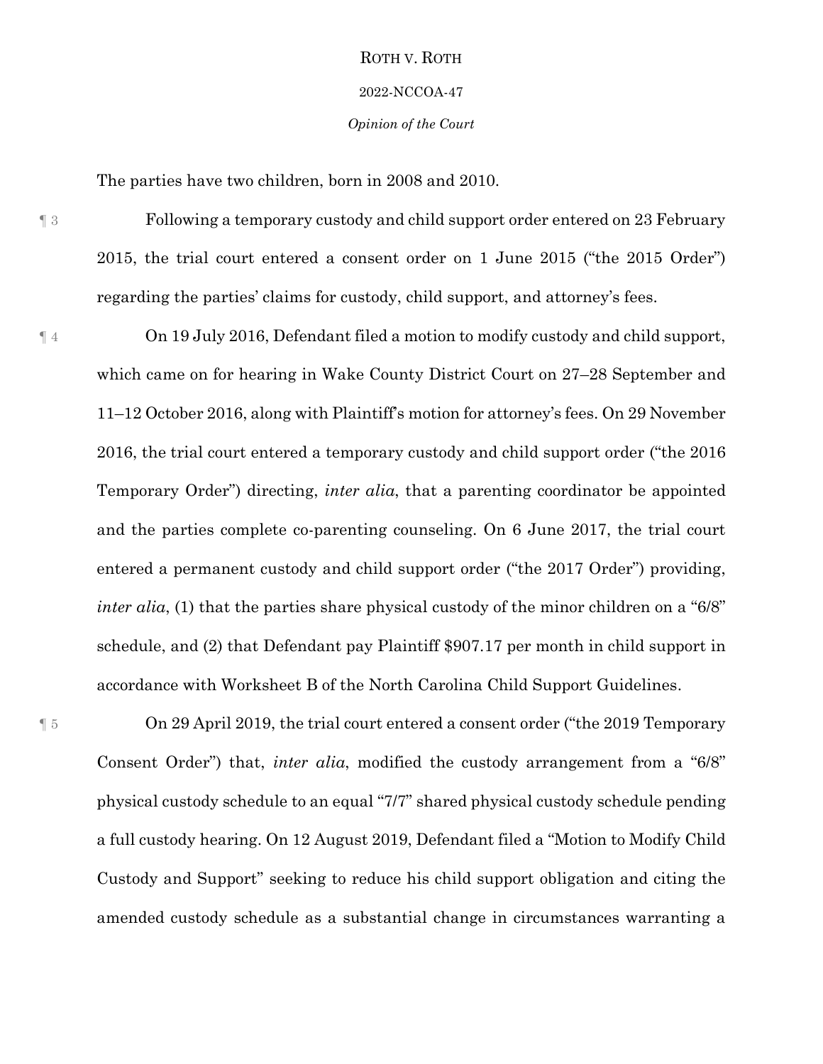The parties have two children, born in 2008 and 2010.

¶ 3 Following a temporary custody and child support order entered on 23 February 2015, the trial court entered a consent order on 1 June 2015 ("the 2015 Order") regarding the parties' claims for custody, child support, and attorney's fees.

¶ 4 On 19 July 2016, Defendant filed a motion to modify custody and child support, which came on for hearing in Wake County District Court on 27–28 September and 11–12 October 2016, along with Plaintiff's motion for attorney's fees. On 29 November 2016, the trial court entered a temporary custody and child support order ("the 2016 Temporary Order") directing, *inter alia*, that a parenting coordinator be appointed and the parties complete co-parenting counseling. On 6 June 2017, the trial court entered a permanent custody and child support order ("the 2017 Order") providing, *inter alia*, (1) that the parties share physical custody of the minor children on a "6/8" schedule, and (2) that Defendant pay Plaintiff $907.17 per month in child support in accordance with Worksheet B of the North Carolina Child Support Guidelines.

¶ 5 On 29 April 2019, the trial court entered a consent order ("the 2019 Temporary Consent Order") that, *inter alia*, modified the custody arrangement from a "6/8" physical custody schedule to an equal "7/7" shared physical custody schedule pending a full custody hearing. On 12 August 2019, Defendant filed a "Motion to Modify Child Custody and Support" seeking to reduce his child support obligation and citing the amended custody schedule as a substantial change in circumstances warranting a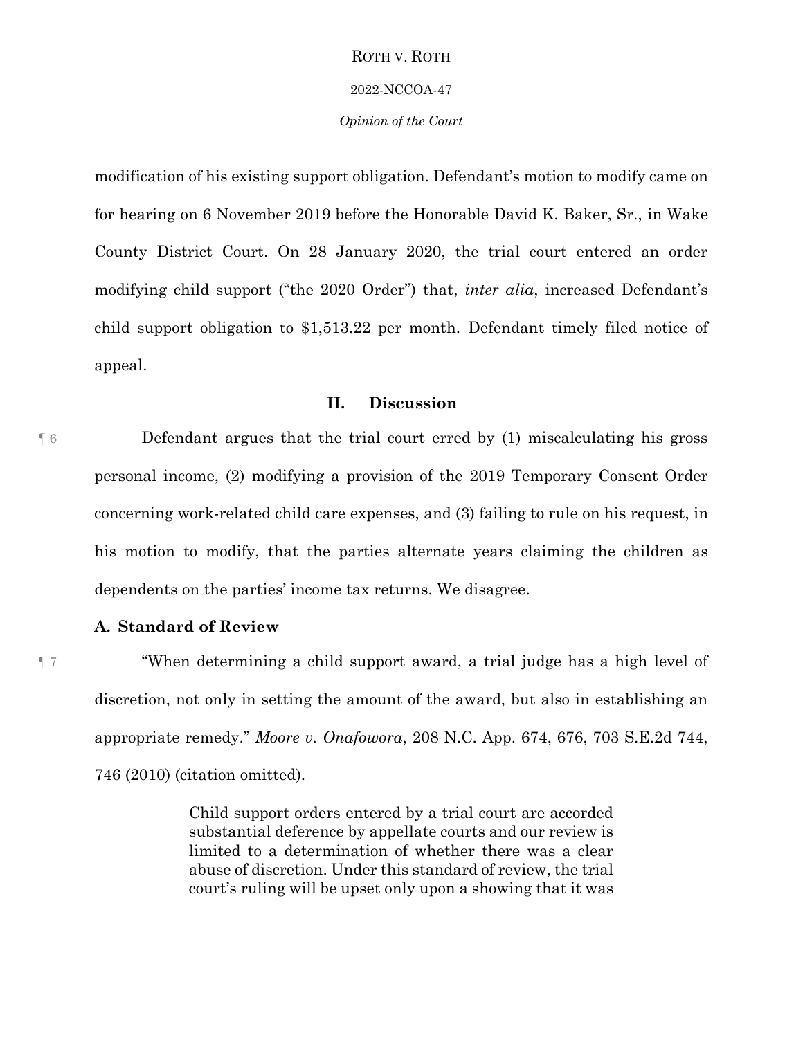modification of his existing support obligation. Defendant's motion to modify came on for hearing on 6 November 2019 before the Honorable David K. Baker, Sr., in Wake County District Court. On 28 January 2020, the trial court entered an order modifying child support ("the 2020 Order") that, *inter alia*, increased Defendant's child support obligation to $1,513.22 per month. Defendant timely filed notice of appeal.

## II. Discussion

¶ 6 Defendant argues that the trial court erred by (1) miscalculating his gross personal income, (2) modifying a provision of the 2019 Temporary Consent Order concerning work-related child care expenses, and (3) failing to rule on his request, in his motion to modify, that the parties alternate years claiming the children as dependents on the parties' income tax returns. We disagree.

### A. Standard of Review

¶ 7 "When determining a child support award, a trial judge has a high level of discretion, not only in setting the amount of the award, but also in establishing an appropriate remedy." *Moore v. Onafowora*, 208 N.C. App. 674, 676, 703 S.E.2d 744, 746 (2010) (citation omitted).

> Child support orders entered by a trial court are accorded substantial deference by appellate courts and our review is limited to a determination of whether there was a clear abuse of discretion. Under this standard of review, the trial court's ruling will be upset only upon a showing that it was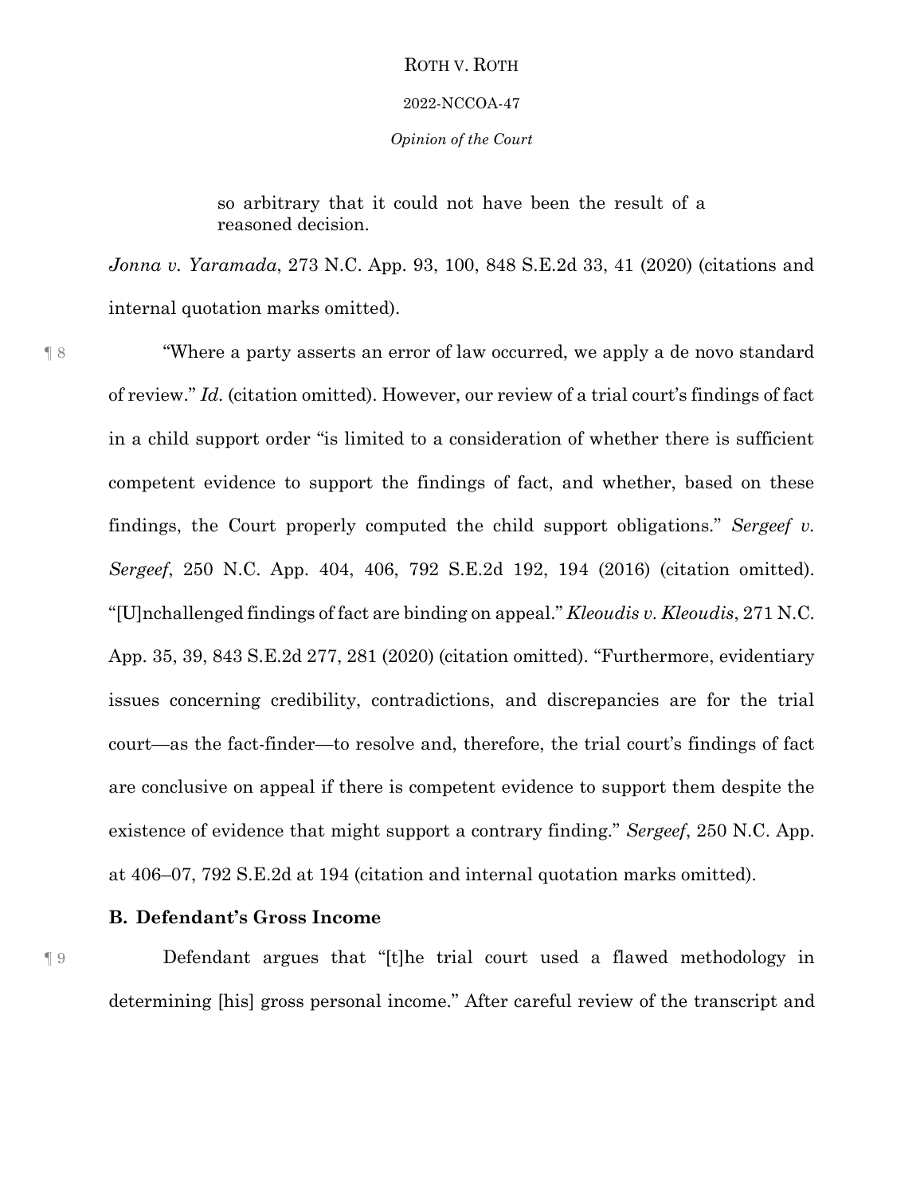> so arbitrary that it could not have been the result of a reasoned decision.

*Jonna v. Yaramada*, 273 N.C. App. 93, 100, 848 S.E.2d 33, 41 (2020) (citations and internal quotation marks omitted).

¶ 8 "Where a party asserts an error of law occurred, we apply a de novo standard of review." *Id.* (citation omitted). However, our review of a trial court's findings of fact in a child support order "is limited to a consideration of whether there is sufficient competent evidence to support the findings of fact, and whether, based on these findings, the Court properly computed the child support obligations." *Sergeef v. Sergeef*, 250 N.C. App. 404, 406, 792 S.E.2d 192, 194 (2016) (citation omitted). "[U]nchallenged findings of fact are binding on appeal." *Kleoudis v. Kleoudis*, 271 N.C. App. 35, 39, 843 S.E.2d 277, 281 (2020) (citation omitted). "Furthermore, evidentiary issues concerning credibility, contradictions, and discrepancies are for the trial court—as the fact-finder—to resolve and, therefore, the trial court's findings of fact are conclusive on appeal if there is competent evidence to support them despite the existence of evidence that might support a contrary finding." *Sergeef*, 250 N.C. App. at 406–07, 792 S.E.2d at 194 (citation and internal quotation marks omitted).

### B. Defendant's Gross Income

¶ 9 Defendant argues that "[t]he trial court used a flawed methodology in determining [his] gross personal income." After careful review of the transcript and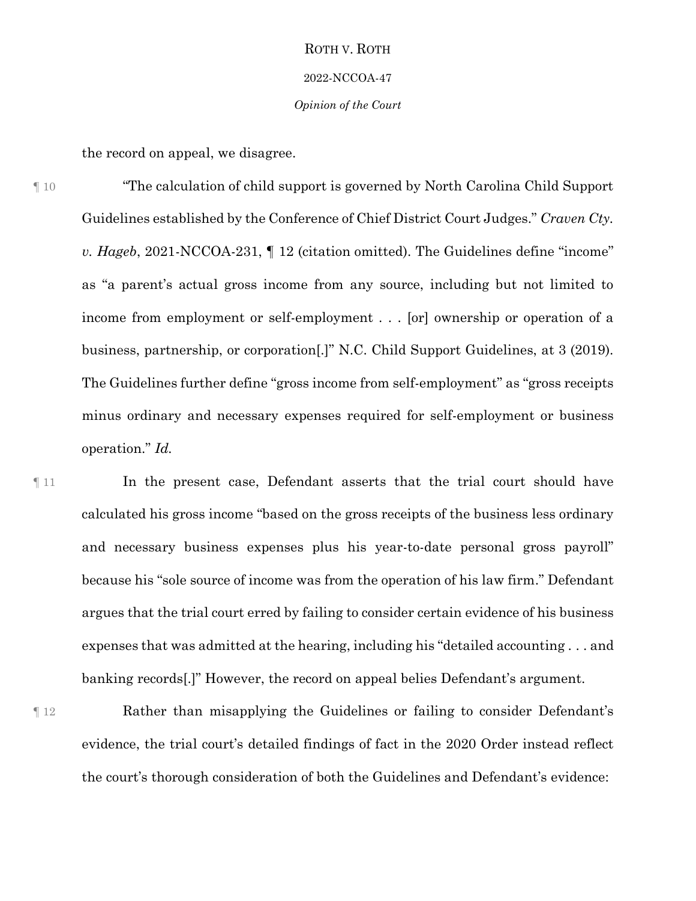the record on appeal, we disagree.

¶ 10 "The calculation of child support is governed by North Carolina Child Support Guidelines established by the Conference of Chief District Court Judges." *Craven Cty. v. Hageb*, 2021-NCCOA-231, ¶ 12 (citation omitted). The Guidelines define "income" as "a parent's actual gross income from any source, including but not limited to income from employment or self-employment . . . [or] ownership or operation of a business, partnership, or corporation[.]" N.C. Child Support Guidelines, at 3 (2019). The Guidelines further define "gross income from self-employment" as "gross receipts minus ordinary and necessary expenses required for self-employment or business operation." *Id.*

¶ 11 In the present case, Defendant asserts that the trial court should have calculated his gross income "based on the gross receipts of the business less ordinary and necessary business expenses plus his year-to-date personal gross payroll" because his "sole source of income was from the operation of his law firm." Defendant argues that the trial court erred by failing to consider certain evidence of his business expenses that was admitted at the hearing, including his "detailed accounting . . . and banking records[.]" However, the record on appeal belies Defendant's argument.

¶ 12 Rather than misapplying the Guidelines or failing to consider Defendant's evidence, the trial court's detailed findings of fact in the 2020 Order instead reflect the court's thorough consideration of both the Guidelines and Defendant's evidence: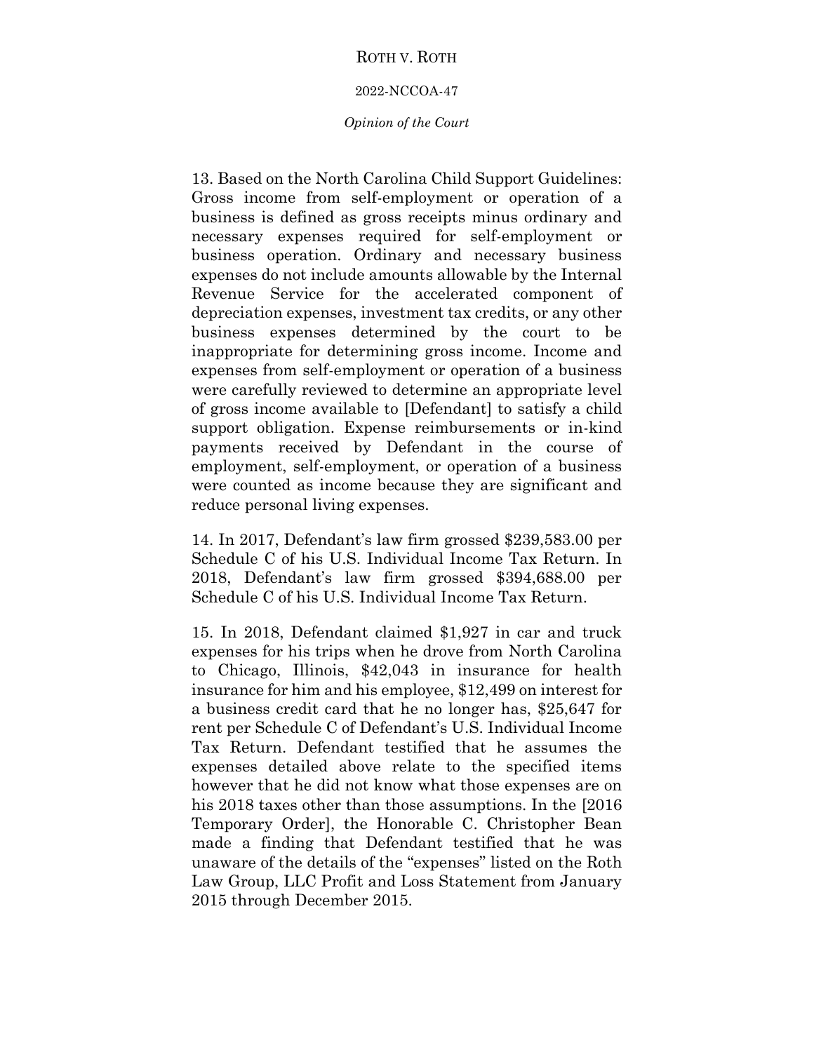13. Based on the North Carolina Child Support Guidelines: Gross income from self-employment or operation of a business is defined as gross receipts minus ordinary and necessary expenses required for self-employment or business operation. Ordinary and necessary business expenses do not include amounts allowable by the Internal Revenue Service for the accelerated component of depreciation expenses, investment tax credits, or any other business expenses determined by the court to be inappropriate for determining gross income. Income and expenses from self-employment or operation of a business were carefully reviewed to determine an appropriate level of gross income available to [Defendant] to satisfy a child support obligation. Expense reimbursements or in-kind payments received by Defendant in the course of employment, self-employment, or operation of a business were counted as income because they are significant and reduce personal living expenses.

14. In 2017, Defendant's law firm grossed $239,583.00 per Schedule C of his U.S. Individual Income Tax Return. In 2018, Defendant's law firm grossed $394,688.00 per Schedule C of his U.S. Individual Income Tax Return.

15. In 2018, Defendant claimed $1,927 in car and truck expenses for his trips when he drove from North Carolina to Chicago, Illinois, $42,043 in insurance for health insurance for him and his employee, $12,499 on interest for a business credit card that he no longer has, $25,647 for rent per Schedule C of Defendant's U.S. Individual Income Tax Return. Defendant testified that he assumes the expenses detailed above relate to the specified items however that he did not know what those expenses are on his 2018 taxes other than those assumptions. In the [2016 Temporary Order], the Honorable C. Christopher Bean made a finding that Defendant testified that he was unaware of the details of the "expenses" listed on the Roth Law Group, LLC Profit and Loss Statement from January 2015 through December 2015.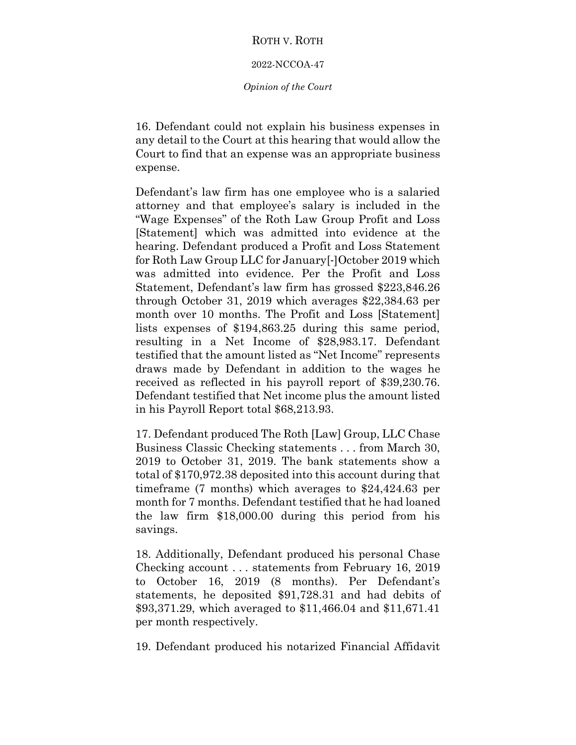16. Defendant could not explain his business expenses in any detail to the Court at this hearing that would allow the Court to find that an expense was an appropriate business expense.

Defendant's law firm has one employee who is a salaried attorney and that employee's salary is included in the "Wage Expenses" of the Roth Law Group Profit and Loss [Statement] which was admitted into evidence at the hearing. Defendant produced a Profit and Loss Statement for Roth Law Group LLC for January[-]October 2019 which was admitted into evidence. Per the Profit and Loss Statement, Defendant's law firm has grossed $223,846.26 through October 31, 2019 which averages $22,384.63 per month over 10 months. The Profit and Loss [Statement] lists expenses of $194,863.25 during this same period, resulting in a Net Income of $28,983.17. Defendant testified that the amount listed as "Net Income" represents draws made by Defendant in addition to the wages he received as reflected in his payroll report of $39,230.76. Defendant testified that Net income plus the amount listed in his Payroll Report total $68,213.93.

17. Defendant produced The Roth [Law] Group, LLC Chase Business Classic Checking statements . . . from March 30, 2019 to October 31, 2019. The bank statements show a total of $170,972.38 deposited into this account during that timeframe (7 months) which averages to $24,424.63 per month for 7 months. Defendant testified that he had loaned the law firm $18,000.00 during this period from his savings.

18. Additionally, Defendant produced his personal Chase Checking account . . . statements from February 16, 2019 to October 16, 2019 (8 months). Per Defendant's statements, he deposited $91,728.31 and had debits of $93,371.29, which averaged to $11,466.04 and $11,671.41 per month respectively.

19. Defendant produced his notarized Financial Affidavit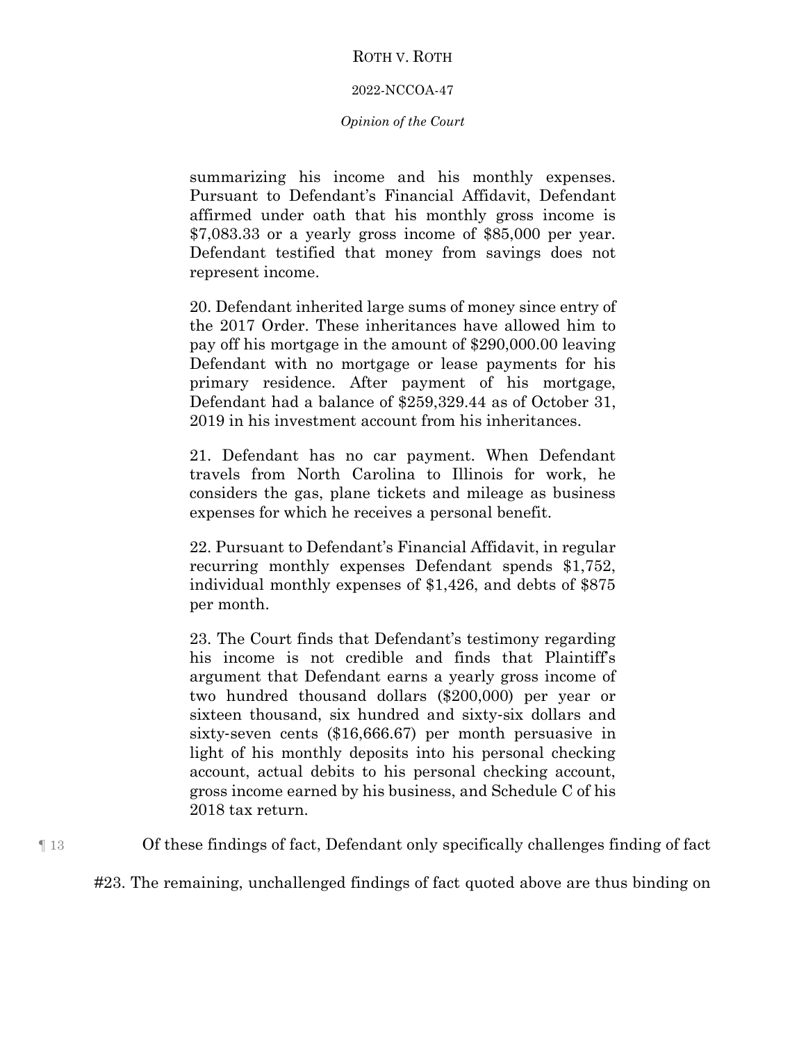> summarizing his income and his monthly expenses. Pursuant to Defendant's Financial Affidavit, Defendant affirmed under oath that his monthly gross income is $7,083.33 or a yearly gross income of $85,000 per year. Defendant testified that money from savings does not represent income.
>
> 20. Defendant inherited large sums of money since entry of the 2017 Order. These inheritances have allowed him to pay off his mortgage in the amount of $290,000.00 leaving Defendant with no mortgage or lease payments for his primary residence. After payment of his mortgage, Defendant had a balance of $259,329.44 as of October 31, 2019 in his investment account from his inheritances.
>
> 21. Defendant has no car payment. When Defendant travels from North Carolina to Illinois for work, he considers the gas, plane tickets and mileage as business expenses for which he receives a personal benefit.
>
> 22. Pursuant to Defendant's Financial Affidavit, in regular recurring monthly expenses Defendant spends $1,752, individual monthly expenses of $1,426, and debts of $875 per month.
>
> 23. The Court finds that Defendant's testimony regarding his income is not credible and finds that Plaintiff's argument that Defendant earns a yearly gross income of two hundred thousand dollars ($200,000) per year or sixteen thousand, six hundred and sixty-six dollars and sixty-seven cents ($16,666.67) per month persuasive in light of his monthly deposits into his personal checking account, actual debits to his personal checking account, gross income earned by his business, and Schedule C of his 2018 tax return.

¶ 13 Of these findings of fact, Defendant only specifically challenges finding of fact #23. The remaining, unchallenged findings of fact quoted above are thus binding on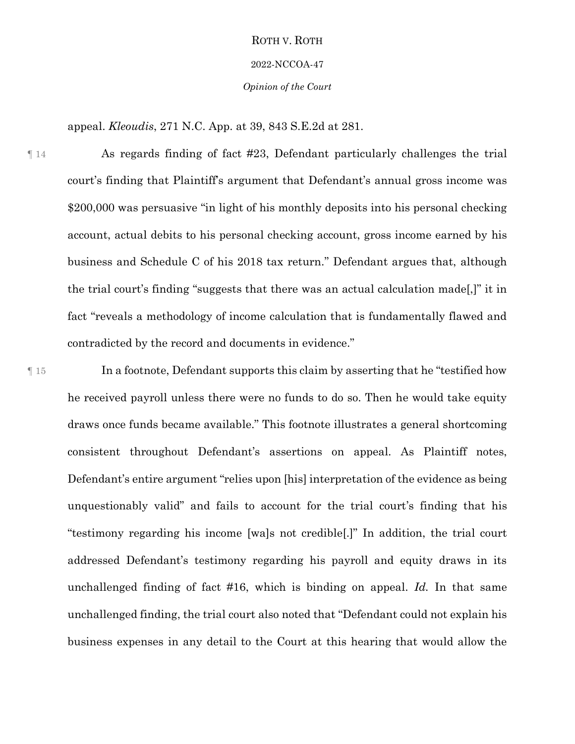appeal. *Kleoudis*, 271 N.C. App. at 39, 843 S.E.2d at 281.

¶ 14 As regards finding of fact #23, Defendant particularly challenges the trial court's finding that Plaintiff's argument that Defendant's annual gross income was $200,000 was persuasive "in light of his monthly deposits into his personal checking account, actual debits to his personal checking account, gross income earned by his business and Schedule C of his 2018 tax return." Defendant argues that, although the trial court's finding "suggests that there was an actual calculation made[,]" it in fact "reveals a methodology of income calculation that is fundamentally flawed and contradicted by the record and documents in evidence."

¶ 15 In a footnote, Defendant supports this claim by asserting that he "testified how he received payroll unless there were no funds to do so. Then he would take equity draws once funds became available." This footnote illustrates a general shortcoming consistent throughout Defendant's assertions on appeal. As Plaintiff notes, Defendant's entire argument "relies upon [his] interpretation of the evidence as being unquestionably valid" and fails to account for the trial court's finding that his "testimony regarding his income [wa]s not credible[.]" In addition, the trial court addressed Defendant's testimony regarding his payroll and equity draws in its unchallenged finding of fact #16, which is binding on appeal. *Id.* In that same unchallenged finding, the trial court also noted that "Defendant could not explain his business expenses in any detail to the Court at this hearing that would allow the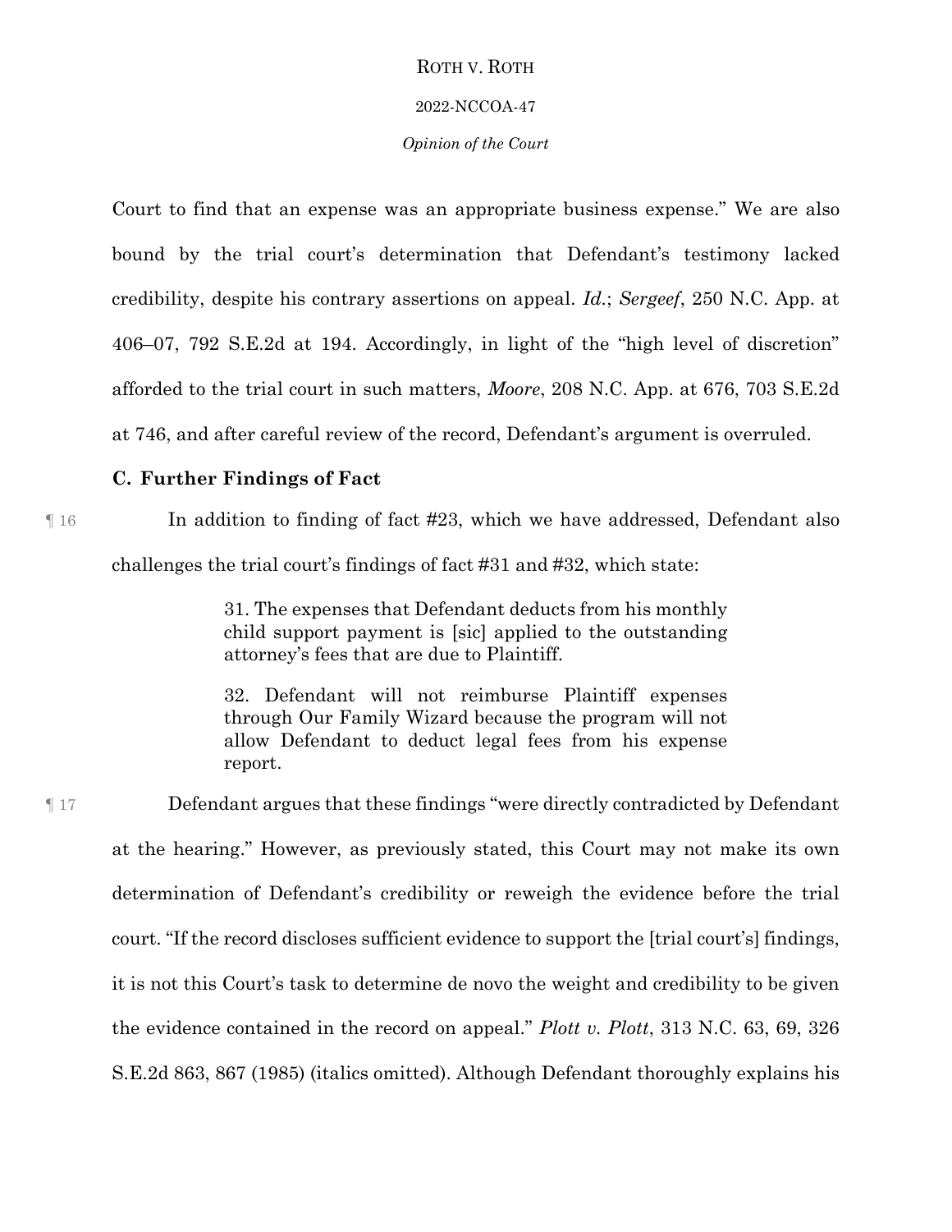Court to find that an expense was an appropriate business expense." We are also bound by the trial court's determination that Defendant's testimony lacked credibility, despite his contrary assertions on appeal. *Id.*; *Sergeef*, 250 N.C. App. at 406–07, 792 S.E.2d at 194. Accordingly, in light of the "high level of discretion" afforded to the trial court in such matters, *Moore*, 208 N.C. App. at 676, 703 S.E.2d at 746, and after careful review of the record, Defendant's argument is overruled.

### C. Further Findings of Fact

¶ 16 In addition to finding of fact #23, which we have addressed, Defendant also challenges the trial court's findings of fact #31 and #32, which state:

> 31. The expenses that Defendant deducts from his monthly child support payment is [sic] applied to the outstanding attorney's fees that are due to Plaintiff.
>
> 32. Defendant will not reimburse Plaintiff expenses through Our Family Wizard because the program will not allow Defendant to deduct legal fees from his expense report.

¶ 17 Defendant argues that these findings "were directly contradicted by Defendant at the hearing." However, as previously stated, this Court may not make its own determination of Defendant's credibility or reweigh the evidence before the trial court. "If the record discloses sufficient evidence to support the [trial court's] findings, it is not this Court's task to determine de novo the weight and credibility to be given the evidence contained in the record on appeal." *Plott v. Plott*, 313 N.C. 63, 69, 326 S.E.2d 863, 867 (1985) (italics omitted). Although Defendant thoroughly explains his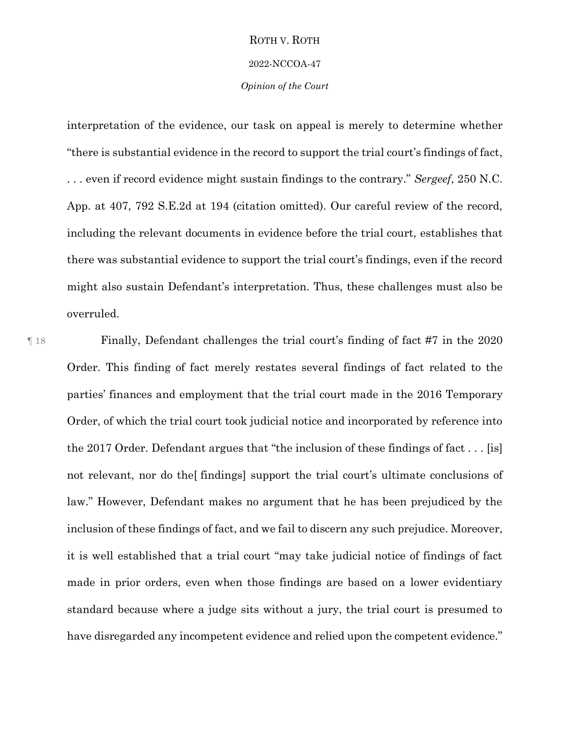interpretation of the evidence, our task on appeal is merely to determine whether "there is substantial evidence in the record to support the trial court's findings of fact, . . . even if record evidence might sustain findings to the contrary." *Sergeef*, 250 N.C. App. at 407, 792 S.E.2d at 194 (citation omitted). Our careful review of the record, including the relevant documents in evidence before the trial court, establishes that there was substantial evidence to support the trial court's findings, even if the record might also sustain Defendant's interpretation. Thus, these challenges must also be overruled.

¶ 18 Finally, Defendant challenges the trial court's finding of fact #7 in the 2020 Order. This finding of fact merely restates several findings of fact related to the parties' finances and employment that the trial court made in the 2016 Temporary Order, of which the trial court took judicial notice and incorporated by reference into the 2017 Order. Defendant argues that "the inclusion of these findings of fact . . . [is] not relevant, nor do the[ findings] support the trial court's ultimate conclusions of law." However, Defendant makes no argument that he has been prejudiced by the inclusion of these findings of fact, and we fail to discern any such prejudice. Moreover, it is well established that a trial court "may take judicial notice of findings of fact made in prior orders, even when those findings are based on a lower evidentiary standard because where a judge sits without a jury, the trial court is presumed to have disregarded any incompetent evidence and relied upon the competent evidence."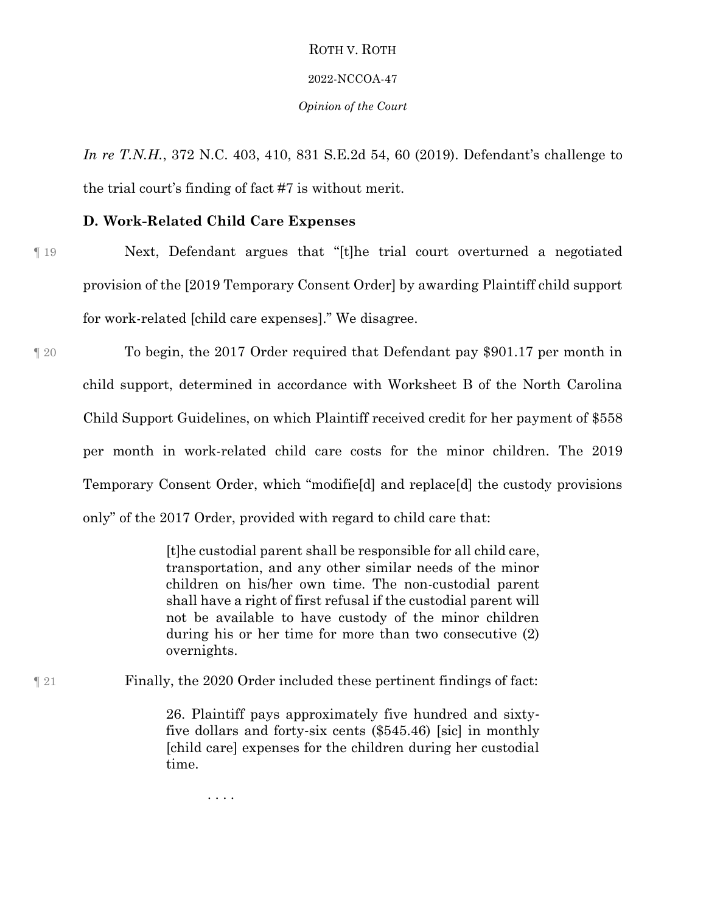*In re T.N.H.*, 372 N.C. 403, 410, 831 S.E.2d 54, 60 (2019). Defendant's challenge to the trial court's finding of fact #7 is without merit.

**D. Work-Related Child Care Expenses**

¶ 19 Next, Defendant argues that "[t]he trial court overturned a negotiated provision of the [2019 Temporary Consent Order] by awarding Plaintiff child support for work-related [child care expenses]." We disagree.

¶ 20 To begin, the 2017 Order required that Defendant pay $901.17 per month in child support, determined in accordance with Worksheet B of the North Carolina Child Support Guidelines, on which Plaintiff received credit for her payment of $558 per month in work-related child care costs for the minor children. The 2019 Temporary Consent Order, which "modifie[d] and replace[d] the custody provisions only" of the 2017 Order, provided with regard to child care that:

> [t]he custodial parent shall be responsible for all child care, transportation, and any other similar needs of the minor children on his/her own time. The non-custodial parent shall have a right of first refusal if the custodial parent will not be available to have custody of the minor children during his or her time for more than two consecutive (2) overnights.

¶ 21 Finally, the 2020 Order included these pertinent findings of fact:

> 26. Plaintiff pays approximately five hundred and sixty-five dollars and forty-six cents ($545.46) [sic] in monthly [child care] expenses for the children during her custodial time.
>
> . . . .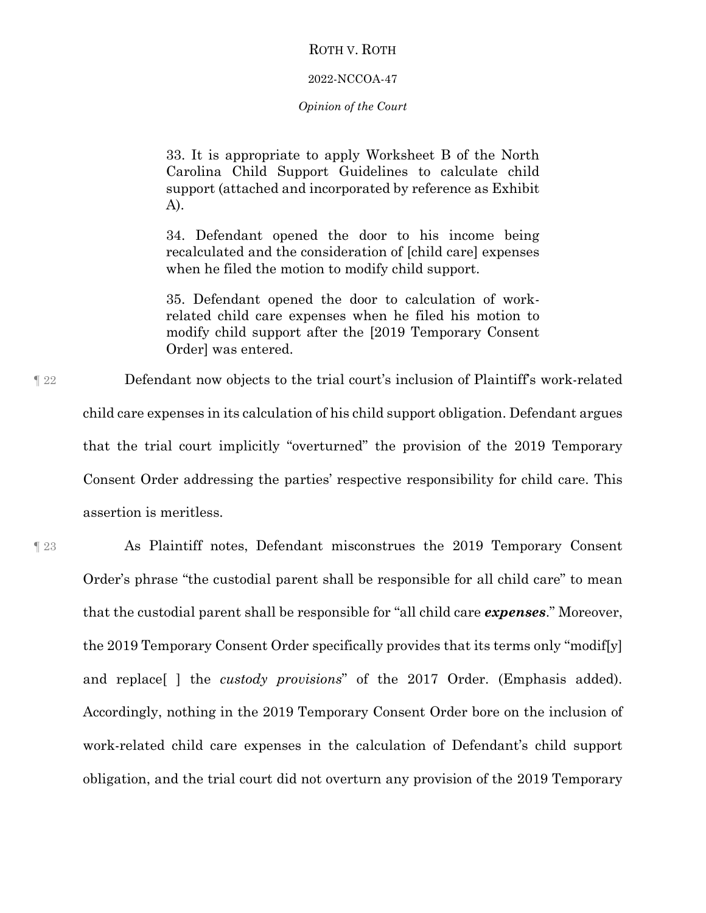> 33. It is appropriate to apply Worksheet B of the North Carolina Child Support Guidelines to calculate child support (attached and incorporated by reference as Exhibit A).
>
> 34. Defendant opened the door to his income being recalculated and the consideration of [child care] expenses when he filed the motion to modify child support.
>
> 35. Defendant opened the door to calculation of work-related child care expenses when he filed his motion to modify child support after the [2019 Temporary Consent Order] was entered.

¶ 22 Defendant now objects to the trial court's inclusion of Plaintiff's work-related child care expenses in its calculation of his child support obligation. Defendant argues that the trial court implicitly "overturned" the provision of the 2019 Temporary Consent Order addressing the parties' respective responsibility for child care. This assertion is meritless.

¶ 23 As Plaintiff notes, Defendant misconstrues the 2019 Temporary Consent Order's phrase "the custodial parent shall be responsible for all child care" to mean that the custodial parent shall be responsible for "all child care ***expenses***." Moreover, the 2019 Temporary Consent Order specifically provides that its terms only "modif[y] and replace[ ] the *custody provisions*" of the 2017 Order. (Emphasis added). Accordingly, nothing in the 2019 Temporary Consent Order bore on the inclusion of work-related child care expenses in the calculation of Defendant's child support obligation, and the trial court did not overturn any provision of the 2019 Temporary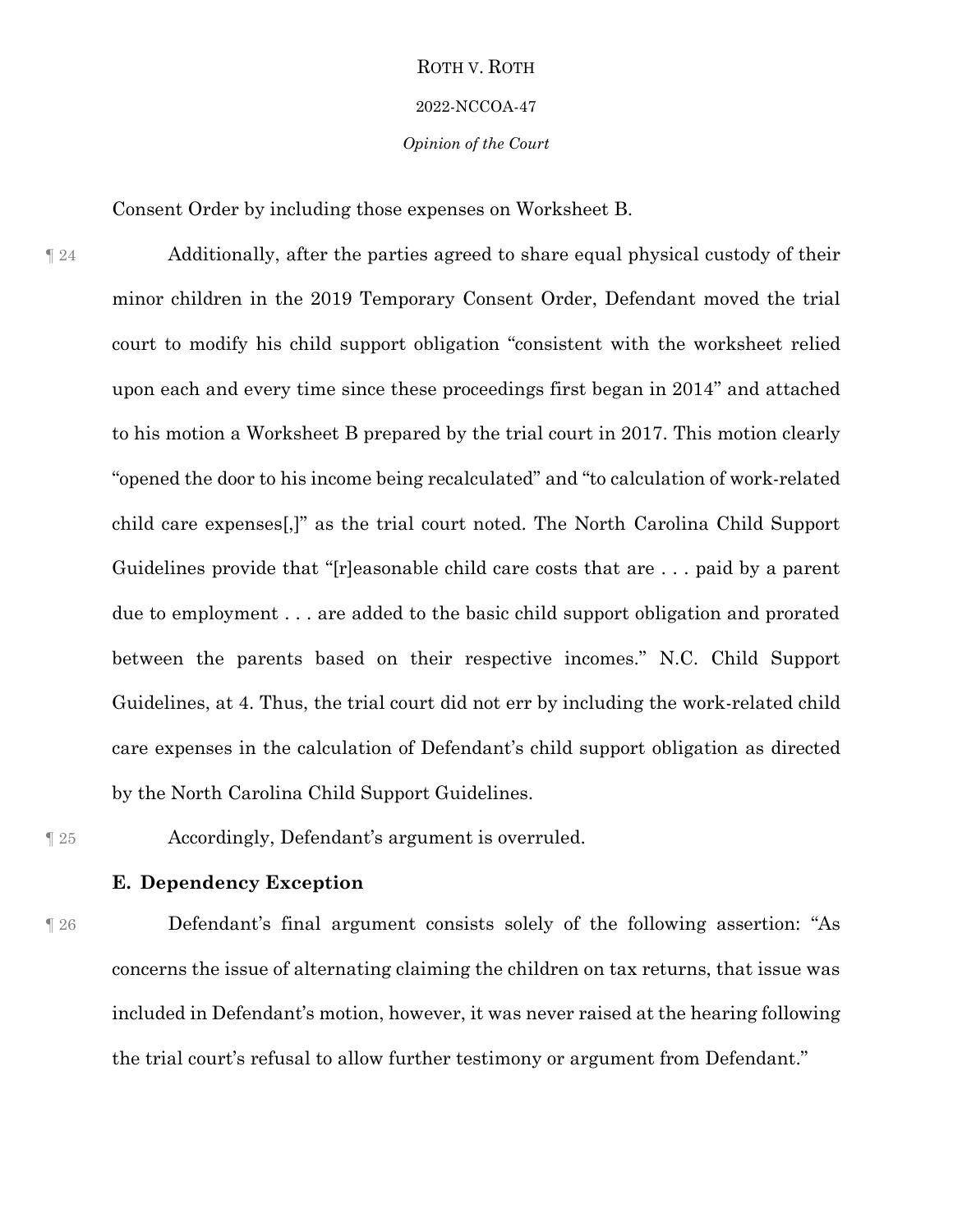Consent Order by including those expenses on Worksheet B.

¶ 24 Additionally, after the parties agreed to share equal physical custody of their minor children in the 2019 Temporary Consent Order, Defendant moved the trial court to modify his child support obligation "consistent with the worksheet relied upon each and every time since these proceedings first began in 2014" and attached to his motion a Worksheet B prepared by the trial court in 2017. This motion clearly "opened the door to his income being recalculated" and "to calculation of work-related child care expenses[,]" as the trial court noted. The North Carolina Child Support Guidelines provide that "[r]easonable child care costs that are . . . paid by a parent due to employment . . . are added to the basic child support obligation and prorated between the parents based on their respective incomes." N.C. Child Support Guidelines, at 4. Thus, the trial court did not err by including the work-related child care expenses in the calculation of Defendant's child support obligation as directed by the North Carolina Child Support Guidelines.

¶ 25 Accordingly, Defendant's argument is overruled.

**E. Dependency Exception**

¶ 26 Defendant's final argument consists solely of the following assertion: "As concerns the issue of alternating claiming the children on tax returns, that issue was included in Defendant's motion, however, it was never raised at the hearing following the trial court's refusal to allow further testimony or argument from Defendant."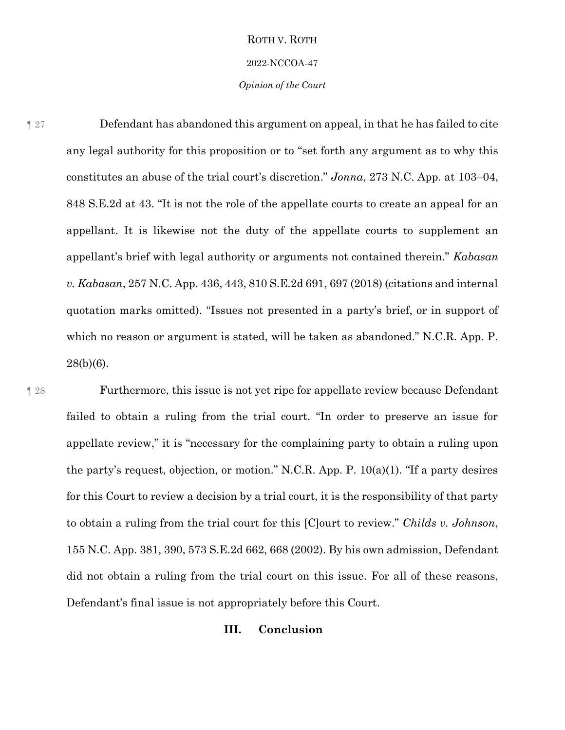¶ 27 Defendant has abandoned this argument on appeal, in that he has failed to cite any legal authority for this proposition or to "set forth any argument as to why this constitutes an abuse of the trial court's discretion." *Jonna*, 273 N.C. App. at 103–04, 848 S.E.2d at 43. "It is not the role of the appellate courts to create an appeal for an appellant. It is likewise not the duty of the appellate courts to supplement an appellant's brief with legal authority or arguments not contained therein." *Kabasan v. Kabasan*, 257 N.C. App. 436, 443, 810 S.E.2d 691, 697 (2018) (citations and internal quotation marks omitted). "Issues not presented in a party's brief, or in support of which no reason or argument is stated, will be taken as abandoned." N.C.R. App. P. 28(b)(6).

¶ 28 Furthermore, this issue is not yet ripe for appellate review because Defendant failed to obtain a ruling from the trial court. "In order to preserve an issue for appellate review," it is "necessary for the complaining party to obtain a ruling upon the party's request, objection, or motion." N.C.R. App. P. 10(a)(1). "If a party desires for this Court to review a decision by a trial court, it is the responsibility of that party to obtain a ruling from the trial court for this [C]ourt to review." *Childs v. Johnson*, 155 N.C. App. 381, 390, 573 S.E.2d 662, 668 (2002). By his own admission, Defendant did not obtain a ruling from the trial court on this issue. For all of these reasons, Defendant's final issue is not appropriately before this Court.

## III. Conclusion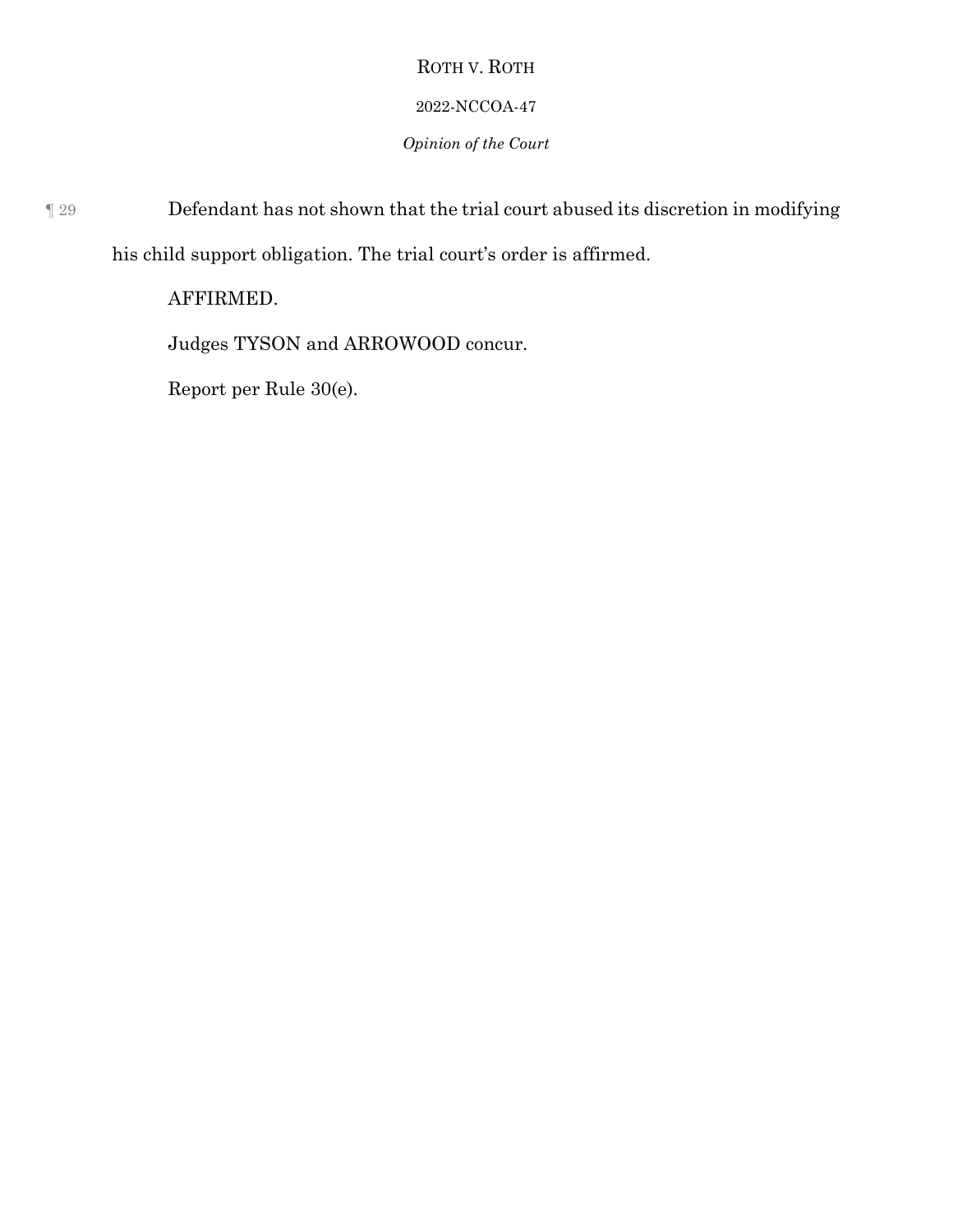¶ 29 Defendant has not shown that the trial court abused its discretion in modifying his child support obligation. The trial court's order is affirmed.

AFFIRMED.

Judges TYSON and ARROWOOD concur.

Report per Rule 30(e).